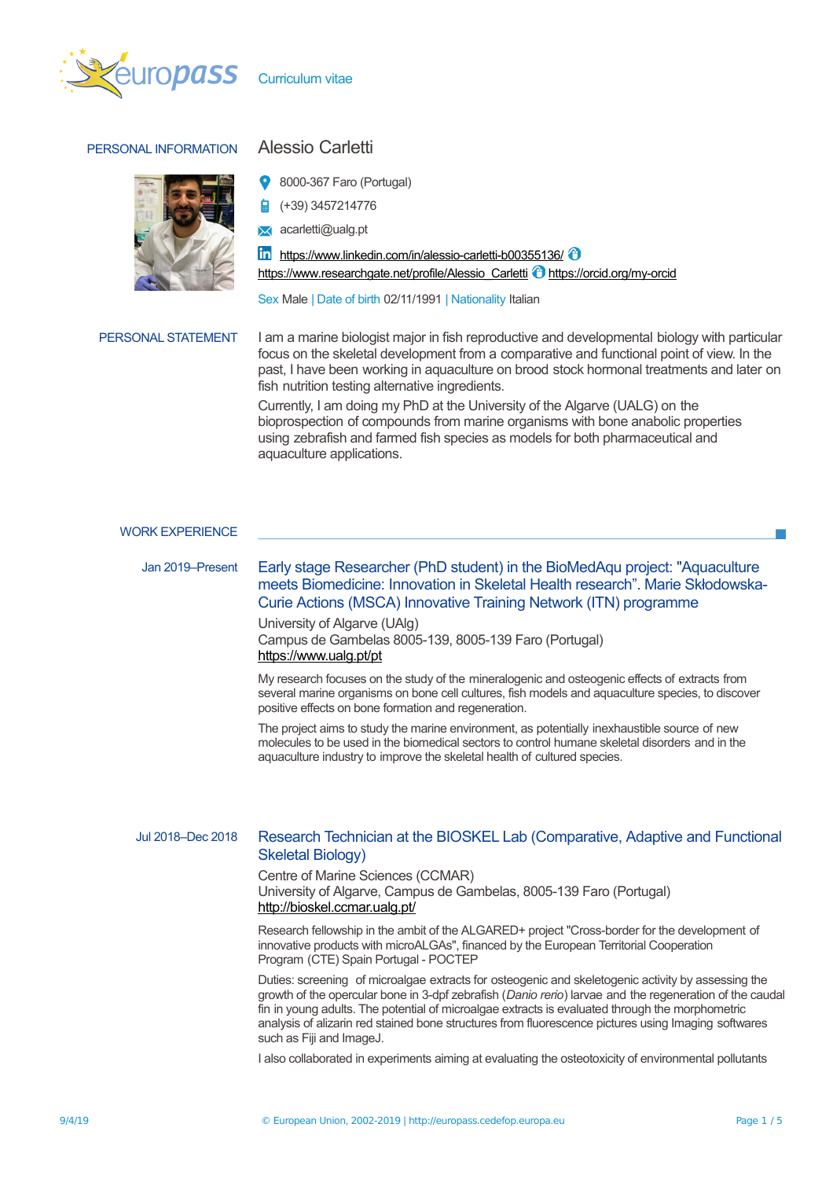Curriculum vitae

## PERSONAL INFORMATION

# Alessio Carletti

8000-367 Faro (Portugal)

(+39) 3457214776

acarletti@ualg.pt

https://www.linkedin.com/in/alessio-carletti-b00355136/

https://www.researchgate.net/profile/Alessio_Carletti https://orcid.org/my-orcid

Sex Male | Date of birth 02/11/1991 | Nationality Italian

## PERSONAL STATEMENT

I am a marine biologist major in fish reproductive and developmental biology with particular focus on the skeletal development from a comparative and functional point of view. In the past, I have been working in aquaculture on brood stock hormonal treatments and later on fish nutrition testing alternative ingredients.

Currently, I am doing my PhD at the University of the Algarve (UALG) on the bioprospection of compounds from marine organisms with bone anabolic properties using zebrafish and farmed fish species as models for both pharmaceutical and aquaculture applications.

## WORK EXPERIENCE

**Jan 2019–Present**

### Early stage Researcher (PhD student) in the BioMedAqu project: "Aquaculture meets Biomedicine: Innovation in Skeletal Health research". Marie Skłodowska-Curie Actions (MSCA) Innovative Training Network (ITN) programme

University of Algarve (UAlg)
Campus de Gambelas 8005-139, 8005-139 Faro (Portugal)
https://www.ualg.pt/pt

My research focuses on the study of the mineralogenic and osteogenic effects of extracts from several marine organisms on bone cell cultures, fish models and aquaculture species, to discover positive effects on bone formation and regeneration.

The project aims to study the marine environment, as potentially inexhaustible source of new molecules to be used in the biomedical sectors to control humane skeletal disorders and in the aquaculture industry to improve the skeletal health of cultured species.

**Jul 2018–Dec 2018**

### Research Technician at the BIOSKEL Lab (Comparative, Adaptive and Functional Skeletal Biology)

Centre of Marine Sciences (CCMAR)
University of Algarve, Campus de Gambelas, 8005-139 Faro (Portugal)
http://bioskel.ccmar.ualg.pt/

Research fellowship in the ambit of the ALGARED+ project "Cross-border for the development of innovative products with microALGAs", financed by the European Territorial Cooperation Program (CTE) Spain Portugal - POCTEP

Duties: screening of microalgae extracts for osteogenic and skeletogenic activity by assessing the growth of the opercular bone in 3-dpf zebrafish (*Danio rerio*) larvae and the regeneration of the caudal fin in young adults. The potential of microalgae extracts is evaluated through the morphometric analysis of alizarin red stained bone structures from fluorescence pictures using Imaging softwares such as Fiji and ImageJ.

I also collaborated in experiments aiming at evaluating the osteotoxicity of environmental pollutants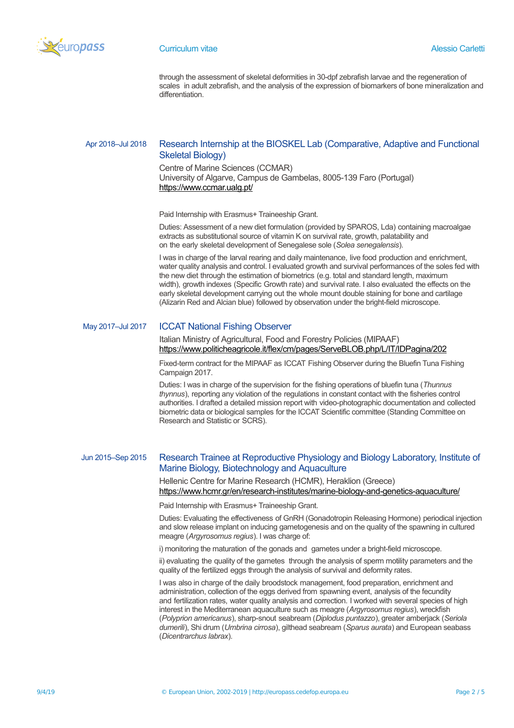through the assessment of skeletal deformities in 30-dpf zebrafish larvae and the regeneration of scales in adult zebrafish, and the analysis of the expression of biomarkers of bone mineralization and differentiation.

Apr 2018–Jul 2018

### Research Internship at the BIOSKEL Lab (Comparative, Adaptive and Functional Skeletal Biology)

Centre of Marine Sciences (CCMAR)
University of Algarve, Campus de Gambelas, 8005-139 Faro (Portugal)
https://www.ccmar.ualg.pt/

Paid Internship with Erasmus+ Traineeship Grant.

Duties: Assessment of a new diet formulation (provided by SPAROS, Lda) containing macroalgae extracts as substitutional source of vitamin K on survival rate, growth, palatability and on the early skeletal development of Senegalese sole (*Solea senegalensis*).

I was in charge of the larval rearing and daily maintenance, live food production and enrichment, water quality analysis and control. I evaluated growth and survival performances of the soles fed with the new diet through the estimation of biometrics (e.g. total and standard length, maximum width), growth indexes (Specific Growth rate) and survival rate. I also evaluated the effects on the early skeletal development carrying out the whole mount double staining for bone and cartilage (Alizarin Red and Alcian blue) followed by observation under the bright-field microscope.

May 2017–Jul 2017

### ICCAT National Fishing Observer

Italian Ministry of Agricultural, Food and Forestry Policies (MIPAAF)
https://www.politicheagricole.it/flex/cm/pages/ServeBLOB.php/L/IT/IDPagina/202

Fixed-term contract for the MIPAAF as ICCAT Fishing Observer during the Bluefin Tuna Fishing Campaign 2017.

Duties: I was in charge of the supervision for the fishing operations of bluefin tuna (*Thunnus thynnus*), reporting any violation of the regulations in constant contact with the fisheries control authorities. I drafted a detailed mission report with video-photographic documentation and collected biometric data or biological samples for the ICCAT Scientific committee (Standing Committee on Research and Statistic or SCRS).

Jun 2015–Sep 2015

### Research Trainee at Reproductive Physiology and Biology Laboratory, Institute of Marine Biology, Biotechnology and Aquaculture

Hellenic Centre for Marine Research (HCMR), Heraklion (Greece)
https://www.hcmr.gr/en/research-institutes/marine-biology-and-genetics-aquaculture/

Paid Internship with Erasmus+ Traineeship Grant.

Duties: Evaluating the effectiveness of GnRH (Gonadotropin Releasing Hormone) periodical injection and slow release implant on inducing gametogenesis and on the quality of the spawning in cultured meagre (*Argyrosomus regius*). I was charge of:

i) monitoring the maturation of the gonads and gametes under a bright-field microscope.

ii) evaluating the quality of the gametes through the analysis of sperm motility parameters and the quality of the fertilized eggs through the analysis of survival and deformity rates.

I was also in charge of the daily broodstock management, food preparation, enrichment and administration, collection of the eggs derived from spawning event, analysis of the fecundity and fertilization rates, water quality analysis and correction. I worked with several species of high interest in the Mediterranean aquaculture such as meagre (*Argyrosomus regius*), wreckfish (*Polyprion americanus*), sharp-snout seabream (*Diplodus puntazzo*), greater amberjack (*Seriola dumerili*), Shi drum (*Umbrina cirrosa*), gilthead seabream (*Sparus aurata*) and European seabass (*Dicentrarchus labrax*).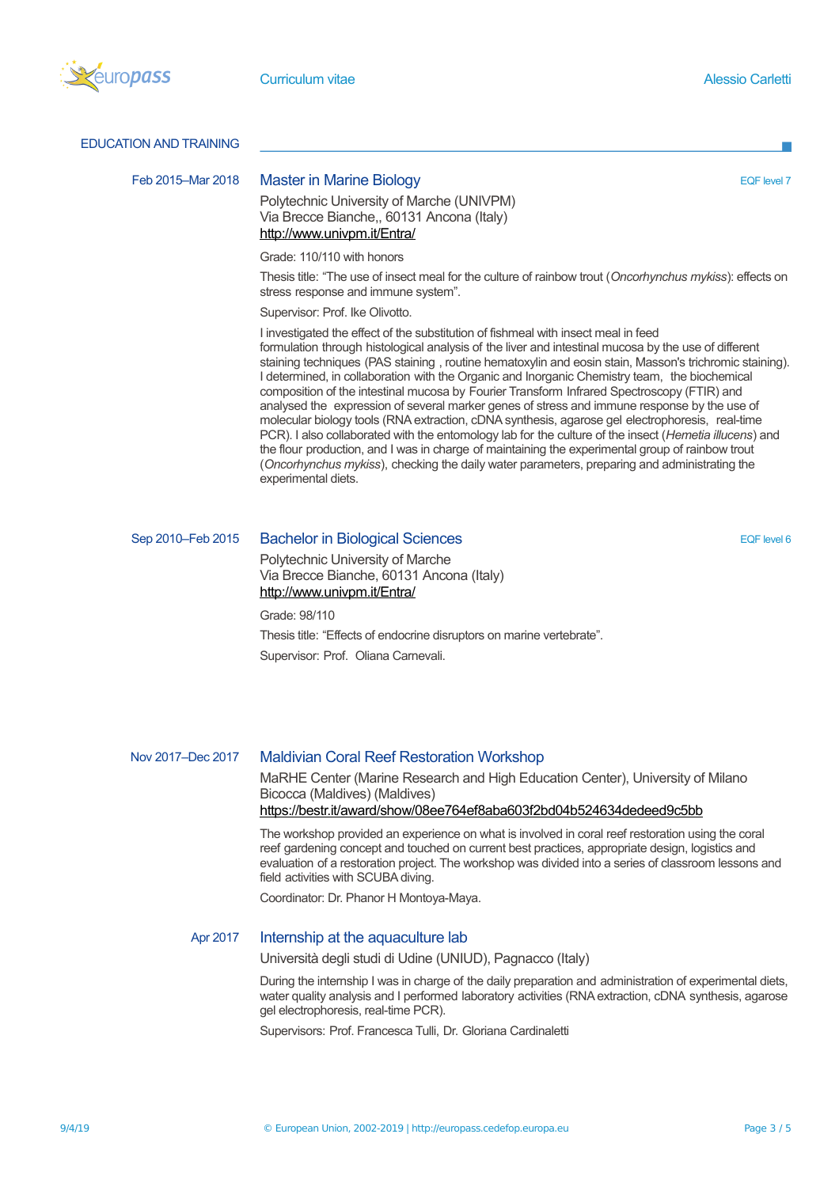## EDUCATION AND TRAINING

**Feb 2015–Mar 2018**

### Master in Marine Biology

EQF level 7

Polytechnic University of Marche (UNIVPM)
Via Brecce Bianche,, 60131 Ancona (Italy)
http://www.univpm.it/Entra/

Grade: 110/110 with honors

Thesis title: "The use of insect meal for the culture of rainbow trout (*Oncorhynchus mykiss*): effects on stress response and immune system".

Supervisor: Prof. Ike Olivotto.

I investigated the effect of the substitution of fishmeal with insect meal in feed formulation through histological analysis of the liver and intestinal mucosa by the use of different staining techniques (PAS staining , routine hematoxylin and eosin stain, Masson's trichromic staining). I determined, in collaboration with the Organic and Inorganic Chemistry team, the biochemical composition of the intestinal mucosa by Fourier Transform Infrared Spectroscopy (FTIR) and analysed the expression of several marker genes of stress and immune response by the use of molecular biology tools (RNA extraction, cDNA synthesis, agarose gel electrophoresis, real-time PCR). I also collaborated with the entomology lab for the culture of the insect (*Hemetia illucens*) and the flour production, and I was in charge of maintaining the experimental group of rainbow trout (*Oncorhynchus mykiss*), checking the daily water parameters, preparing and administrating the experimental diets.

**Sep 2010–Feb 2015**

### Bachelor in Biological Sciences

EQF level 6

Polytechnic University of Marche
Via Brecce Bianche, 60131 Ancona (Italy)
http://www.univpm.it/Entra/

Grade: 98/110

Thesis title: "Effects of endocrine disruptors on marine vertebrate".

Supervisor: Prof. Oliana Carnevali.

**Nov 2017–Dec 2017**

### Maldivian Coral Reef Restoration Workshop

MaRHE Center (Marine Research and High Education Center), University of Milano Bicocca (Maldives) (Maldives)
https://bestr.it/award/show/08ee764ef8aba603f2bd04b524634dedeed9c5bb

The workshop provided an experience on what is involved in coral reef restoration using the coral reef gardening concept and touched on current best practices, appropriate design, logistics and evaluation of a restoration project. The workshop was divided into a series of classroom lessons and field activities with SCUBA diving.

Coordinator: Dr. Phanor H Montoya-Maya.

**Apr 2017**

### Internship at the aquaculture lab

Università degli studi di Udine (UNIUD), Pagnacco (Italy)

During the internship I was in charge of the daily preparation and administration of experimental diets, water quality analysis and I performed laboratory activities (RNA extraction, cDNA synthesis, agarose gel electrophoresis, real-time PCR).

Supervisors: Prof. Francesca Tulli, Dr. Gloriana Cardinaletti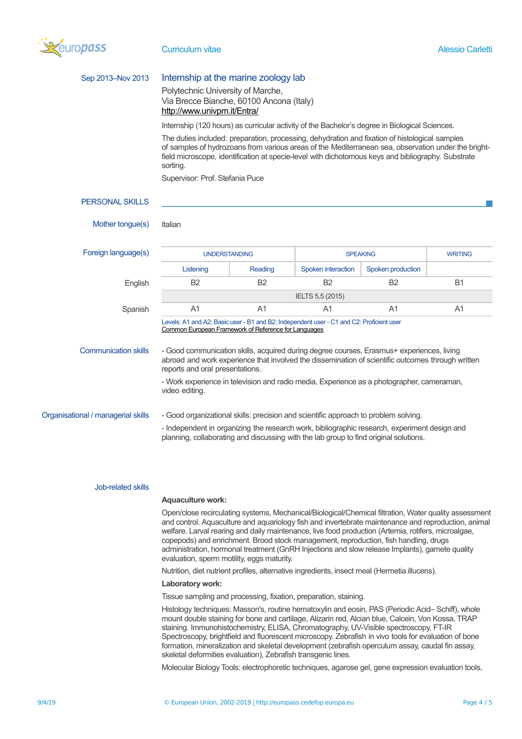Sep 2013–Nov 2013

### Internship at the marine zoology lab

Polytechnic University of Marche,
Via Brecce Bianche, 60100 Ancona (Italy)
http://www.univpm.it/Entra/

Internship (120 hours) as curricular activity of the Bachelor's degree in Biological Sciences.

The duties included: preparation, processing, dehydration and fixation of histological samples of samples of hydrozoans from various areas of the Mediterranean sea, observation under the bright-field microscope, identification at specie-level with dichotomous keys and bibliography. Substrate sorting.

Supervisor: Prof. Stefania Puce

## PERSONAL SKILLS

**Mother tongue(s)**

Italian

**Foreign language(s)**

| | UNDERSTANDING | | SPEAKING | | WRITING |
|---|---|---|---|---|---|
| | Listening | Reading | Spoken interaction | Spoken production | |
| English | B2 | B2 | B2 | B2 | B1 |
| | IELTS 5,5 (2015) | | | | |
| Spanish | A1 | A1 | A1 | A1 | A1 |

Levels: A1 and A2: Basic user - B1 and B2: Independent user - C1 and C2: Proficient user
Common European Framework of Reference for Languages

**Communication skills**

- Good communication skills, acquired during degree courses, Erasmus+ experiences, living abroad and work experience that involved the dissemination of scientific outcomes through written reports and oral presentations.

- Work experience in television and radio media, Experience as a photographer, cameraman, video editing.

**Organisational / managerial skills**

- Good organizational skills: precision and scientific approach to problem solving.

- Independent in organizing the research work, bibliographic research, experiment design and planning, collaborating and discussing with the lab group to find original solutions.

**Job-related skills**

**Aquaculture work:**

Open/close recirculating systems, Mechanical/Biological/Chemical filtration, Water quality assessment and control. Aquaculture and aquariology fish and invertebrate maintenance and reproduction, animal welfare. Larval rearing and daily maintenance, live food production (Artemia, rotifers, microalgae, copepods) and enrichment. Brood stock management, reproduction, fish handling, drugs administration, hormonal treatment (GnRH Injections and slow release Implants), gamete quality evaluation, sperm motility, eggs maturity.

Nutrition, diet nutrient profiles, alternative ingredients, insect meal (Hermetia illucens).

**Laboratory work:**

Tissue sampling and processing, fixation, preparation, staining.

Histology techniques: Masson's, routine hematoxylin and eosin, PAS (Periodic Acid– Schiff), whole mount double staining for bone and cartilage, Alizarin red, Alcian blue, Calcein, Von Kossa, TRAP staining. Immunohistochemistry, ELISA, Chromatography, UV-Visible spectroscopy, FT-IR Spectroscopy, brightfield and fluorescent microscopy. Zebrafish in vivo tools for evaluation of bone formation, mineralization and skeletal development (zebrafish operculum assay, caudal fin assay, skeletal deformities evaluation), Zebrafish transgenic lines.

Molecular Biology Tools: electrophoretic techniques, agarose gel, gene expression evaluation tools,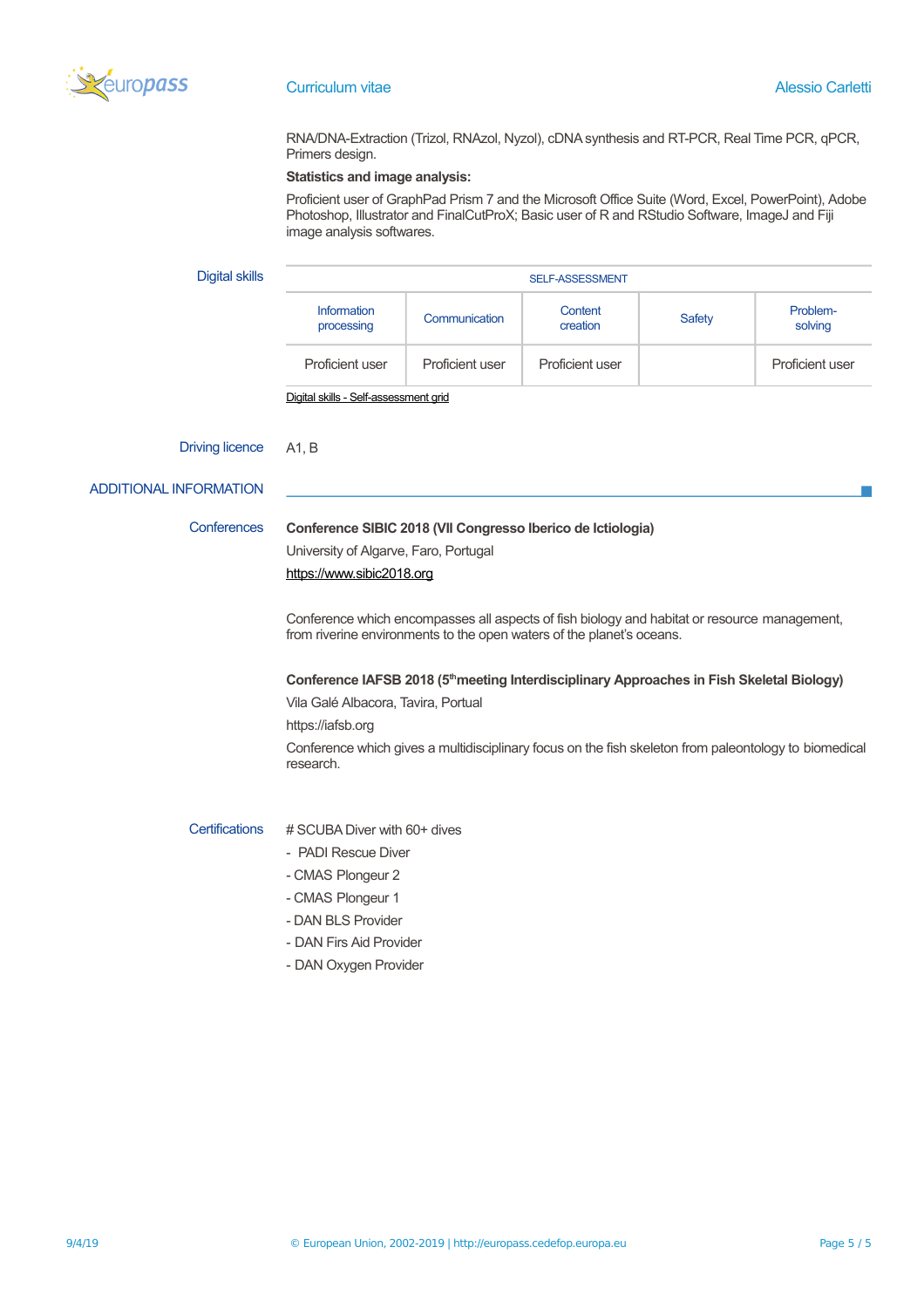RNA/DNA-Extraction (Trizol, RNAzol, Nyzol), cDNA synthesis and RT-PCR, Real Time PCR, qPCR, Primers design.

**Statistics and image analysis:**

Proficient user of GraphPad Prism 7 and the Microsoft Office Suite (Word, Excel, PowerPoint), Adobe Photoshop, Illustrator and FinalCutProX; Basic user of R and RStudio Software, ImageJ and Fiji image analysis softwares.

Digital skills

| SELF-ASSESSMENT | | | | |
|---|---|---|---|---|
| Information processing | Communication | Content creation | Safety | Problem-solving |
| Proficient user | Proficient user | Proficient user | | Proficient user |

Digital skills - Self-assessment grid

Driving licence

A1, B

## ADDITIONAL INFORMATION

Conferences

**Conference SIBIC 2018 (VII Congresso Iberico de Ictiologia)**

University of Algarve, Faro, Portugal

https://www.sibic2018.org

Conference which encompasses all aspects of fish biology and habitat or resource management, from riverine environments to the open waters of the planet's oceans.

**Conference IAFSB 2018 (5th meeting Interdisciplinary Approaches in Fish Skeletal Biology)**

Vila Galé Albacora, Tavira, Portual

https://iafsb.org

Conference which gives a multidisciplinary focus on the fish skeleton from paleontology to biomedical research.

Certifications

# SCUBA Diver with 60+ dives

- PADI Rescue Diver
- CMAS Plongeur 2
- CMAS Plongeur 1
- DAN BLS Provider
- DAN Firs Aid Provider
- DAN Oxygen Provider